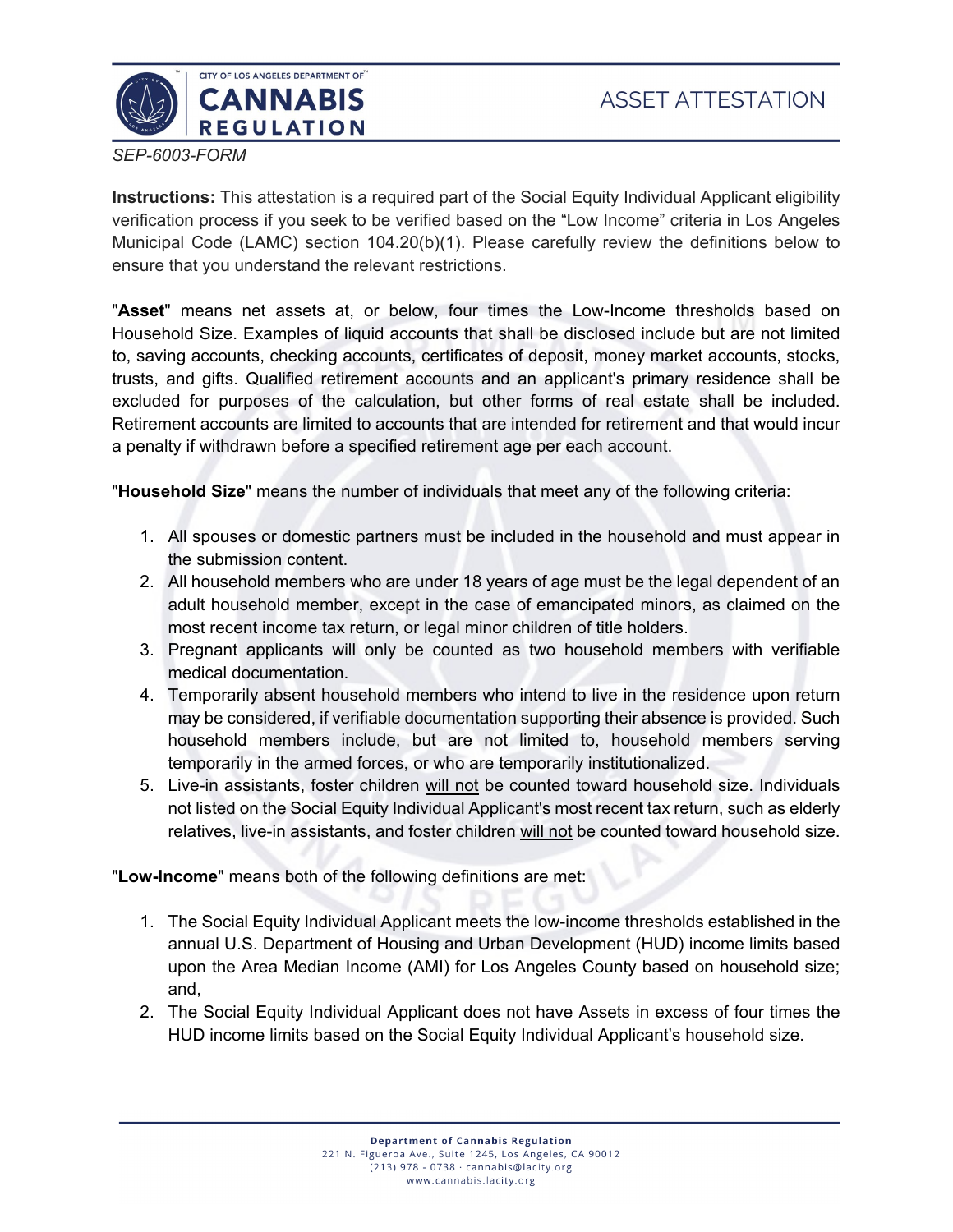# ASSET ATTESTATION

*SEP-6003-FORM*

**Instructions:** This attestation is a required part of the Social Equity Individual Applicant eligibility verification process if you seek to be verified based on the "Low Income" criteria in Los Angeles Municipal Code (LAMC) section 104.20(b)(1). Please carefully review the definitions below to ensure that you understand the relevant restrictions.

"**Asset**" means net assets at, or below, four times the Low-Income thresholds based on Household Size. Examples of liquid accounts that shall be disclosed include but are not limited to, saving accounts, checking accounts, certificates of deposit, money market accounts, stocks, trusts, and gifts. Qualified retirement accounts and an applicant's primary residence shall be excluded for purposes of the calculation, but other forms of real estate shall be included. Retirement accounts are limited to accounts that are intended for retirement and that would incur a penalty if withdrawn before a specified retirement age per each account.

"**Household Size**" means the number of individuals that meet any of the following criteria:

1. All spouses or domestic partners must be included in the household and must appear in the submission content.
2. All household members who are under 18 years of age must be the legal dependent of an adult household member, except in the case of emancipated minors, as claimed on the most recent income tax return, or legal minor children of title holders.
3. Pregnant applicants will only be counted as two household members with verifiable medical documentation.
4. Temporarily absent household members who intend to live in the residence upon return may be considered, if verifiable documentation supporting their absence is provided. Such household members include, but are not limited to, household members serving temporarily in the armed forces, or who are temporarily institutionalized.
5. Live-in assistants, foster children <u>will not</u> be counted toward household size. Individuals not listed on the Social Equity Individual Applicant's most recent tax return, such as elderly relatives, live-in assistants, and foster children <u>will not</u> be counted toward household size.

"**Low-Income**" means both of the following definitions are met:

1. The Social Equity Individual Applicant meets the low-income thresholds established in the annual U.S. Department of Housing and Urban Development (HUD) income limits based upon the Area Median Income (AMI) for Los Angeles County based on household size; and,
2. The Social Equity Individual Applicant does not have Assets in excess of four times the HUD income limits based on the Social Equity Individual Applicant's household size.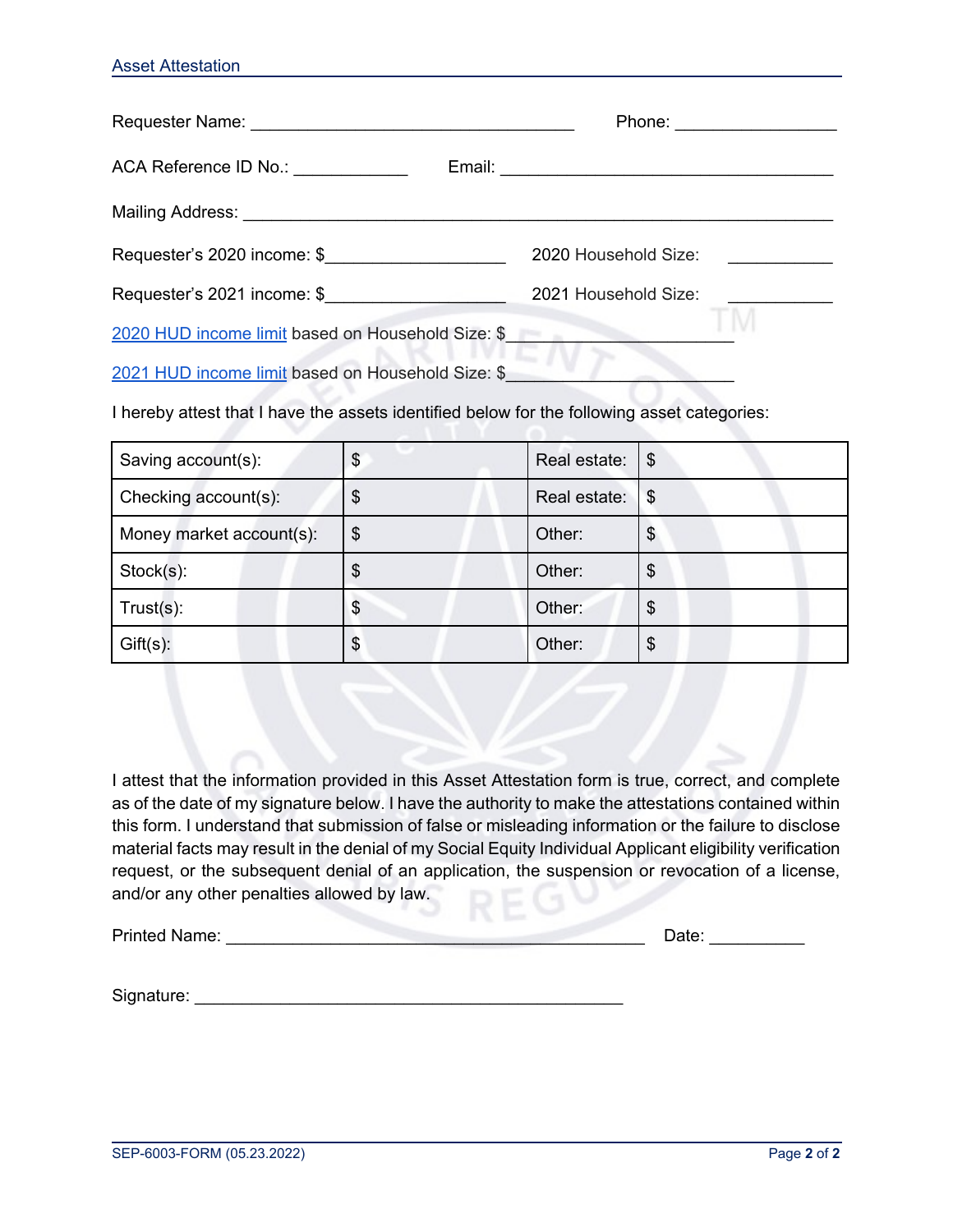## Asset Attestation

Requester Name: ___________________________________ Phone: _________________

ACA Reference ID No.: ____________ Email: ____________________________________

Mailing Address: ____________________________________________________________

Requester's 2020 income: $__________________ 2020 Household Size: ___________

Requester's 2021 income: $__________________ 2021 Household Size: ___________

2020 HUD income limit based on Household Size: $_______________________

2021 HUD income limit based on Household Size: $_______________________

I hereby attest that I have the assets identified below for the following asset categories:

| | | | |
|---|---|---|---|
| Saving account(s): | $ | Real estate: | $ |
| Checking account(s): | $ | Real estate: | $ |
| Money market account(s): | $ | Other: | $ |
| Stock(s): | $ | Other: | $ |
| Trust(s): | $ | Other: | $ |
| Gift(s): | $ | Other: | $ |

I attest that the information provided in this Asset Attestation form is true, correct, and complete as of the date of my signature below. I have the authority to make the attestations contained within this form. I understand that submission of false or misleading information or the failure to disclose material facts may result in the denial of my Social Equity Individual Applicant eligibility verification request, or the subsequent denial of an application, the suspension or revocation of a license, and/or any other penalties allowed by law.

Printed Name: ____________________________________________ Date: __________

Signature: _____________________________________________

SEP-6003-FORM (05.23.2022)